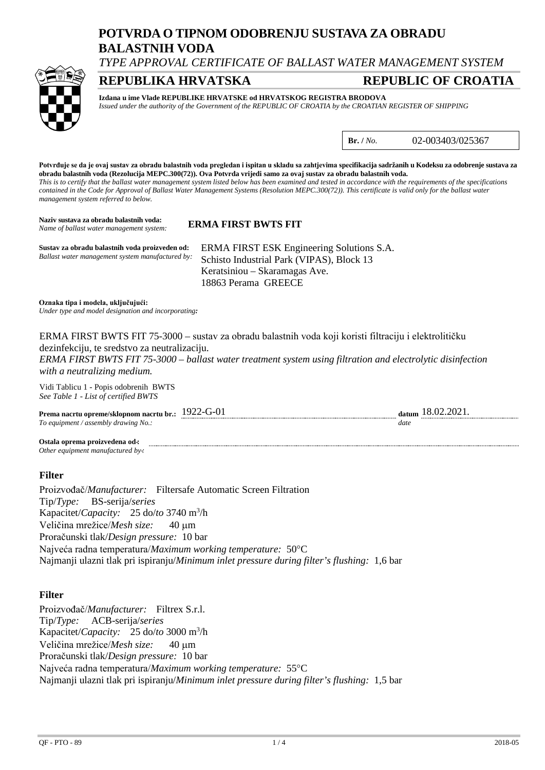# POTVRDA O TIPNOM ODOBRENJU SUSTAVA ZA OBRADU BALASTNIH VODA

*TYPE APPROVAL CERTIFICATE OF BALLAST WATER MANAGEMENT SYSTEM*

## REPUBLIKA HRVATSKA — REPUBLIC OF CROATIA

**Izdana u ime Vlade REPUBLIKE HRVATSKE od HRVATSKOG REGISTRA BRODOVA**
*Issued under the authority of the Government of the REPUBLIC OF CROATIA by the CROATIAN REGISTER OF SHIPPING*

**Br. /** *No.* 02-003403/025367

**Potvrđuje se da je ovaj sustav za obradu balastnih voda pregledan i ispitan u skladu sa zahtjevima specifikacija sadržanih u Kodeksu za odobrenje sustava za obradu balastnih voda (Rezolucija MEPC.300(72)). Ova Potvrda vrijedi samo za ovaj sustav za obradu balastnih voda.**
*This is to certify that the ballast water management system listed below has been examined and tested in accordance with the requirements of the specifications contained in the Code for Approval of Ballast Water Management Systems (Resolution MEPC.300(72)). This certificate is valid only for the ballast water management system referred to below.*

**Naziv sustava za obradu balastnih voda:**
*Name of ballast water management system:* **ERMA FIRST BWTS FIT**

**Sustav za obradu balastnih voda proizveden od:**
*Ballast water management system manufactured by:*
ERMA FIRST ESK Engineering Solutions S.A.
Schisto Industrial Park (VIPAS), Block 13
Keratsiniou – Skaramagas Ave.
18863 Perama GREECE

**Oznaka tipa i modela, uključujući:**
*Under type and model designation and incorporating:*

ERMA FIRST BWTS FIT 75-3000 – sustav za obradu balastnih voda koji koristi filtraciju i elektrolitičku dezinfekciju, te sredstvo za neutralizaciju.
*ERMA FIRST BWTS FIT 75-3000 – ballast water treatment system using filtration and electrolytic disinfection with a neutralizing medium.*

Vidi Tablicu 1 - Popis odobrenih BWTS
*See Table 1 - List of certified BWTS*

**Prema nacrtu opreme/sklopnom nacrtu br.:** 1922-G-01 **datum** 18.02.2021.
*To equipment / assembly drawing No.:* *date*

**Ostala oprema proizvedena od:**
*Other equipment manufactured by:*

### Filter

Proizvođač/*Manufacturer:* Filtersafe Automatic Screen Filtration
Tip/*Type:* BS-serija/*series*
Kapacitet/*Capacity:* 25 do/*to* 3740 $m^3$/h
Veličina mrežice/*Mesh size:* 40 μm
Proračunski tlak/*Design pressure:* 10 bar
Najveća radna temperatura/*Maximum working temperature:* 50°C
Najmanji ulazni tlak pri ispiranju/*Minimum inlet pressure during filter's flushing:* 1,6 bar

### Filter

Proizvođač/*Manufacturer:* Filtrex S.r.l.
Tip/*Type:* ACB-serija/*series*
Kapacitet/*Capacity:* 25 do/*to* 3000 $m^3$/h
Veličina mrežice/*Mesh size:* 40 μm
Proračunski tlak/*Design pressure:* 10 bar
Najveća radna temperatura/*Maximum working temperature:* 55°C
Najmanji ulazni tlak pri ispiranju/*Minimum inlet pressure during filter's flushing:* 1,5 bar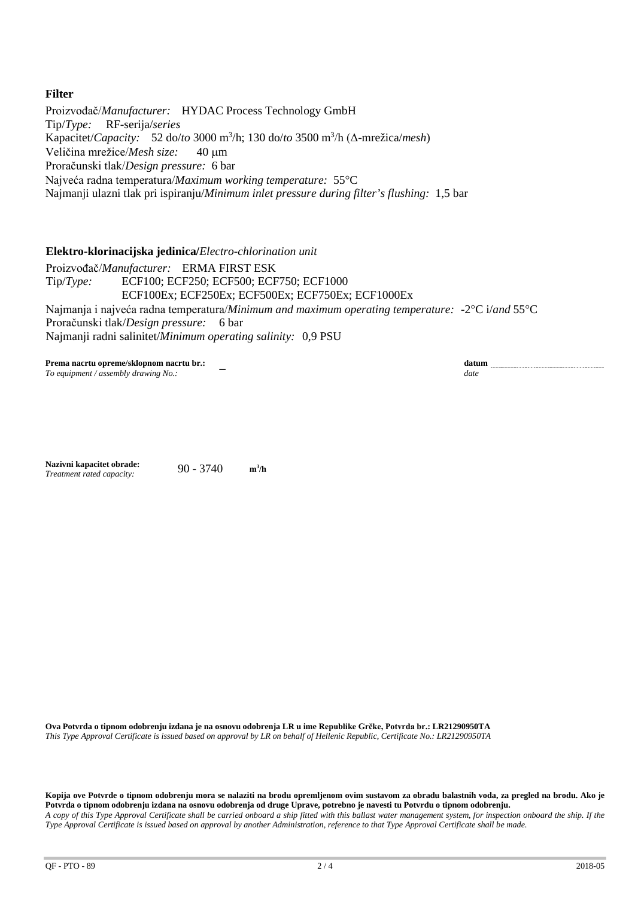**Filter**

Proizvođač/*Manufacturer:* HYDAC Process Technology GmbH
Tip/*Type:* RF-serija/*series*
Kapacitet/*Capacity:* 52 do/*to* 3000 $m^3$/h; 130 do/*to* 3500 $m^3$/h (Δ-mrežica/*mesh*)
Veličina mrežice/*Mesh size:* 40 μm
Proračunski tlak/*Design pressure:* 6 bar
Najveća radna temperatura/*Maximum working temperature:* 55°C
Najmanji ulazni tlak pri ispiranju/*Minimum inlet pressure during filter's flushing:* 1,5 bar

**Elektro-klorinacijska jedinica/***Electro-chlorination unit*

Proizvođač/*Manufacturer:* ERMA FIRST ESK
Tip/*Type:* ECF100; ECF250; ECF500; ECF750; ECF1000
ECF100Ex; ECF250Ex; ECF500Ex; ECF750Ex; ECF1000Ex
Najmanja i najveća radna temperatura/*Minimum and maximum operating temperature:* -2°C i/*and* 55°C
Proračunski tlak/*Design pressure:* 6 bar
Najmanji radni salinitet/*Minimum operating salinity:* 0,9 PSU

**Prema nacrtu opreme/sklopnom nacrtu br.:** –
*To equipment / assembly drawing No.:*

**datum** ..................
*date*

**Nazivni kapacitet obrade:** 90 - 3740 $m^3$/h
*Treatment rated capacity:*

**Ova Potvrda o tipnom odobrenju izdana je na osnovu odobrenja LR u ime Republike Grčke, Potvrda br.: LR21290950TA**
*This Type Approval Certificate is issued based on approval by LR on behalf of Hellenic Republic, Certificate No.: LR21290950TA*

**Kopija ove Potvrde o tipnom odobrenju mora se nalaziti na brodu opremljenom ovim sustavom za obradu balastnih voda, za pregled na brodu. Ako je Potvrda o tipnom odobrenju izdana na osnovu odobrenja od druge Uprave, potrebno je navesti tu Potvrdu o tipnom odobrenju.**
*A copy of this Type Approval Certificate shall be carried onboard a ship fitted with this ballast water management system, for inspection onboard the ship. If the Type Approval Certificate is issued based on approval by another Administration, reference to that Type Approval Certificate shall be made.*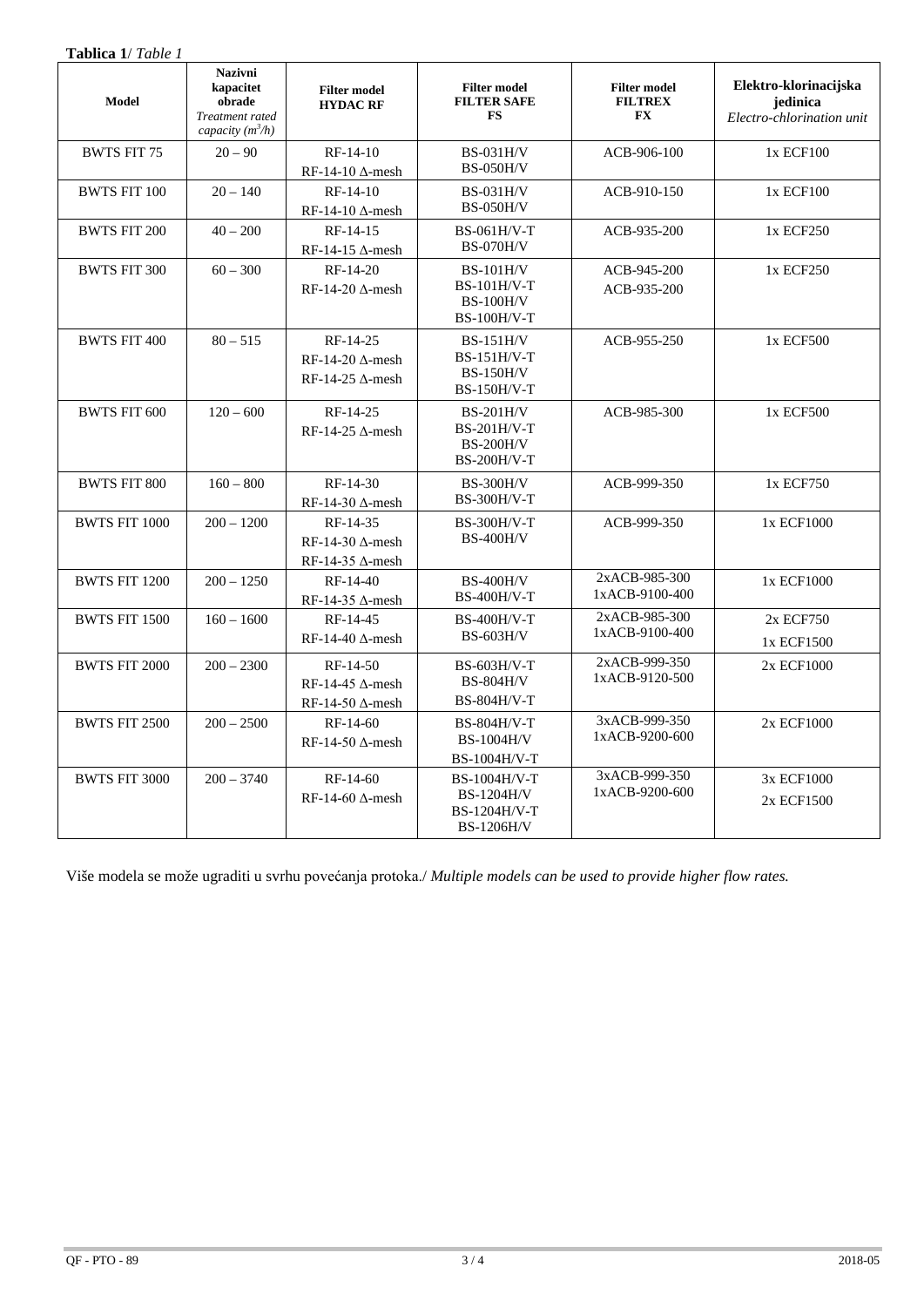**Tablica 1**/ *Table 1*

| Model | **Nazivni kapacitet obrade** *Treatment rated capacity ($m^3/h$)* | **Filter model HYDAC RF** | **Filter model FILTER SAFE FS** | **Filter model FILTREX FX** | **Elektro-klorinacijska jedinica** *Electro-chlorination unit* |
|---|---|---|---|---|---|
| BWTS FIT 75 | 20 – 90 | RF-14-10<br>RF-14-10 Δ-mesh | BS-031H/V<br>BS-050H/V | ACB-906-100 | 1x ECF100 |
| BWTS FIT 100 | 20 – 140 | RF-14-10<br>RF-14-10 Δ-mesh | BS-031H/V<br>BS-050H/V | ACB-910-150 | 1x ECF100 |
| BWTS FIT 200 | 40 – 200 | RF-14-15<br>RF-14-15 Δ-mesh | BS-061H/V-T<br>BS-070H/V | ACB-935-200 | 1x ECF250 |
| BWTS FIT 300 | 60 – 300 | RF-14-20<br>RF-14-20 Δ-mesh | BS-101H/V<br>BS-101H/V-T<br>BS-100H/V<br>BS-100H/V-T | ACB-945-200<br>ACB-935-200 | 1x ECF250 |
| BWTS FIT 400 | 80 – 515 | RF-14-25<br>RF-14-20 Δ-mesh<br>RF-14-25 Δ-mesh | BS-151H/V<br>BS-151H/V-T<br>BS-150H/V<br>BS-150H/V-T | ACB-955-250 | 1x ECF500 |
| BWTS FIT 600 | 120 – 600 | RF-14-25<br>RF-14-25 Δ-mesh | BS-201H/V<br>BS-201H/V-T<br>BS-200H/V<br>BS-200H/V-T | ACB-985-300 | 1x ECF500 |
| BWTS FIT 800 | 160 – 800 | RF-14-30<br>RF-14-30 Δ-mesh | BS-300H/V<br>BS-300H/V-T | ACB-999-350 | 1x ECF750 |
| BWTS FIT 1000 | 200 – 1200 | RF-14-35<br>RF-14-30 Δ-mesh<br>RF-14-35 Δ-mesh | BS-300H/V-T<br>BS-400H/V | ACB-999-350 | 1x ECF1000 |
| BWTS FIT 1200 | 200 – 1250 | RF-14-40<br>RF-14-35 Δ-mesh | BS-400H/V<br>BS-400H/V-T | 2xACB-985-300<br>1xACB-9100-400 | 1x ECF1000 |
| BWTS FIT 1500 | 160 – 1600 | RF-14-45<br>RF-14-40 Δ-mesh | BS-400H/V-T<br>BS-603H/V | 2xACB-985-300<br>1xACB-9100-400 | 2x ECF750<br>1x ECF1500 |
| BWTS FIT 2000 | 200 – 2300 | RF-14-50<br>RF-14-45 Δ-mesh<br>RF-14-50 Δ-mesh | BS-603H/V-T<br>BS-804H/V<br>BS-804H/V-T | 2xACB-999-350<br>1xACB-9120-500 | 2x ECF1000 |
| BWTS FIT 2500 | 200 – 2500 | RF-14-60<br>RF-14-50 Δ-mesh | BS-804H/V-T<br>BS-1004H/V<br>BS-1004H/V-T | 3xACB-999-350<br>1xACB-9200-600 | 2x ECF1000 |
| BWTS FIT 3000 | 200 – 3740 | RF-14-60<br>RF-14-60 Δ-mesh | BS-1004H/V-T<br>BS-1204H/V<br>BS-1204H/V-T<br>BS-1206H/V | 3xACB-999-350<br>1xACB-9200-600 | 3x ECF1000<br>2x ECF1500 |

Više modela se može ugraditi u svrhu povećanja protoka./ *Multiple models can be used to provide higher flow rates.*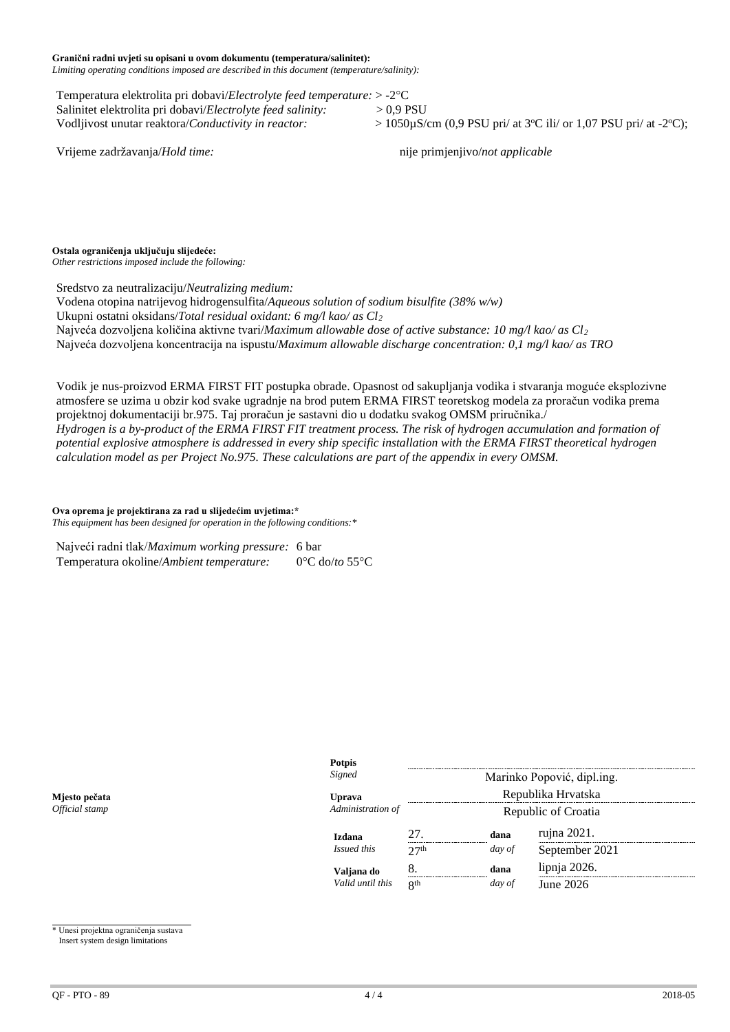**Granični radni uvjeti su opisani u ovom dokumentu (temperatura/salinitet):**
*Limiting operating conditions imposed are described in this document (temperature/salinity):*

Temperatura elektrolita pri dobavi/*Electrolyte feed temperature:* > -2°C
Salinitet elektrolita pri dobavi/*Electrolyte feed salinity:* > 0,9 PSU
Vodljivost unutar reaktora/*Conductivity in reactor:* > 1050µS/cm (0,9 PSU pri/ at 3°C ili/ or 1,07 PSU pri/ at -2°C);

Vrijeme zadržavanja/*Hold time:* nije primjenjivo/*not applicable*

**Ostala ograničenja uključuju slijedeće:**
*Other restrictions imposed include the following:*

Sredstvo za neutralizaciju/*Neutralizing medium:*
Vodena otopina natrijevog hidrogensulfita/*Aqueous solution of sodium bisulfite (38% w/w)*
Ukupni ostatni oksidans/*Total residual oxidant: 6 mg/l kao/ as* $Cl_2$
Najveća dozvoljena količina aktivne tvari/*Maximum allowable dose of active substance: 10 mg/l kao/ as* $Cl_2$
Najveća dozvoljena koncentracija na ispustu/*Maximum allowable discharge concentration: 0,1 mg/l kao/ as TRO*

Vodik je nus-proizvod ERMA FIRST FIT postupka obrade. Opasnost od sakupljanja vodika i stvaranja moguće eksplozivne atmosfere se uzima u obzir kod svake ugradnje na brod putem ERMA FIRST teoretskog modela za proračun vodika prema projektnoj dokumentaciji br.975. Taj proračun je sastavni dio u dodatku svakog OMSM priručnika./
*Hydrogen is a by-product of the ERMA FIRST FIT treatment process. The risk of hydrogen accumulation and formation of potential explosive atmosphere is addressed in every ship specific installation with the ERMA FIRST theoretical hydrogen calculation model as per Project No.975. These calculations are part of the appendix in every OMSM.*

**Ova oprema je projektirana za rad u slijedećim uvjetima:***
*This equipment has been designed for operation in the following conditions:**

Najveći radni tlak/*Maximum working pressure:* 6 bar
Temperatura okoline/*Ambient temperature:* 0°C do/*to* 55°C

**Mjesto pečata**
*Official stamp*

| | | | |
|---|---|---|---|
| **Potpis** *Signed* | Marinko Popović, dipl.ing. | | |
| **Uprava** *Administration of* | Republika Hrvatska / Republic of Croatia | | |
| **Izdana** *Issued this* | 27. / 27th | **dana** *day of* | rujna 2021. / September 2021 |
| **Valjana do** *Valid until this* | 8. / 8th | **dana** *day of* | lipnja 2026. / June 2026 |

\* Unesi projektna ograničenja sustava
Insert system design limitations

QF - PTO - 89 2018-05